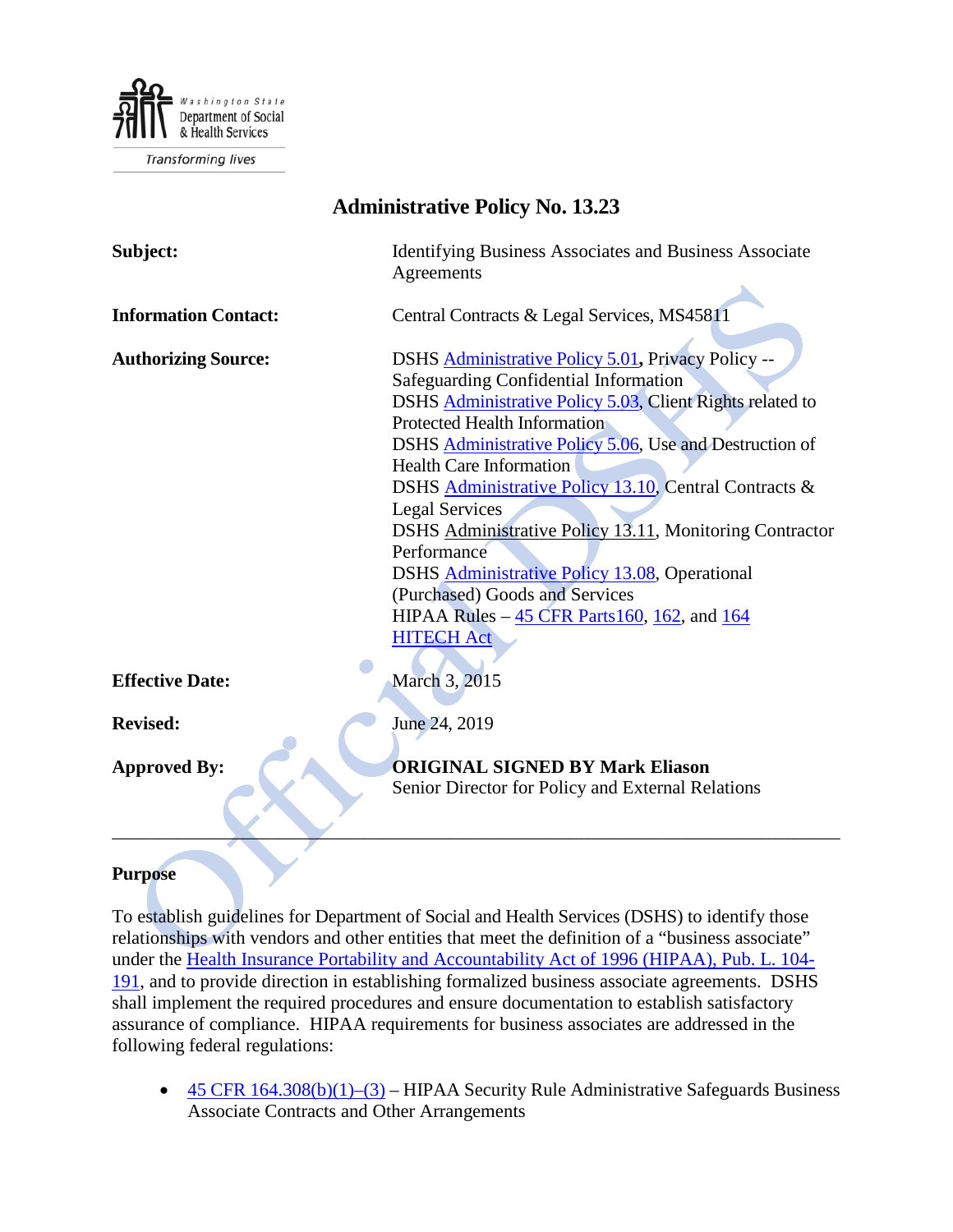Washington State Department of Social & Health Services

Transforming lives

# Administrative Policy No. 13.23

| | |
|---|---|
| **Subject:** | Identifying Business Associates and Business Associate Agreements |
| **Information Contact:** | Central Contracts & Legal Services, MS45811 |
| **Authorizing Source:** | DSHS Administrative Policy 5.01, Privacy Policy -- Safeguarding Confidential Information<br>DSHS Administrative Policy 5.03, Client Rights related to Protected Health Information<br>DSHS Administrative Policy 5.06, Use and Destruction of Health Care Information<br>DSHS Administrative Policy 13.10, Central Contracts & Legal Services<br>DSHS Administrative Policy 13.11, Monitoring Contractor Performance<br>DSHS Administrative Policy 13.08, Operational (Purchased) Goods and Services<br>HIPAA Rules – 45 CFR Parts160, 162, and 164<br>HITECH Act |
| **Effective Date:** | March 3, 2015 |
| **Revised:** | June 24, 2019 |
| **Approved By:** | **ORIGINAL SIGNED BY Mark Eliason**<br>Senior Director for Policy and External Relations |

---

## Purpose

To establish guidelines for Department of Social and Health Services (DSHS) to identify those relationships with vendors and other entities that meet the definition of a "business associate" under the Health Insurance Portability and Accountability Act of 1996 (HIPAA), Pub. L. 104-191, and to provide direction in establishing formalized business associate agreements. DSHS shall implement the required procedures and ensure documentation to establish satisfactory assurance of compliance. HIPAA requirements for business associates are addressed in the following federal regulations:

- 45 CFR 164.308(b)(1)–(3) – HIPAA Security Rule Administrative Safeguards Business Associate Contracts and Other Arrangements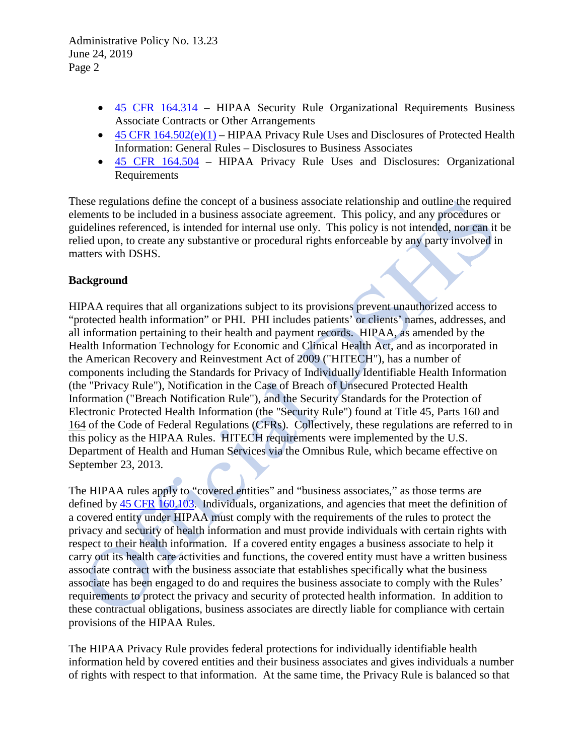- 45 CFR 164.314 – HIPAA Security Rule Organizational Requirements Business Associate Contracts or Other Arrangements
- 45 CFR 164.502(e)(1) – HIPAA Privacy Rule Uses and Disclosures of Protected Health Information: General Rules – Disclosures to Business Associates
- 45 CFR 164.504 – HIPAA Privacy Rule Uses and Disclosures: Organizational Requirements

These regulations define the concept of a business associate relationship and outline the required elements to be included in a business associate agreement. This policy, and any procedures or guidelines referenced, is intended for internal use only. This policy is not intended, nor can it be relied upon, to create any substantive or procedural rights enforceable by any party involved in matters with DSHS.

**Background**

HIPAA requires that all organizations subject to its provisions prevent unauthorized access to "protected health information" or PHI. PHI includes patients' or clients' names, addresses, and all information pertaining to their health and payment records. HIPAA, as amended by the Health Information Technology for Economic and Clinical Health Act, and as incorporated in the American Recovery and Reinvestment Act of 2009 ("HITECH"), has a number of components including the Standards for Privacy of Individually Identifiable Health Information (the "Privacy Rule"), Notification in the Case of Breach of Unsecured Protected Health Information ("Breach Notification Rule"), and the Security Standards for the Protection of Electronic Protected Health Information (the "Security Rule") found at Title 45, Parts 160 and 164 of the Code of Federal Regulations (CFRs). Collectively, these regulations are referred to in this policy as the HIPAA Rules. HITECH requirements were implemented by the U.S. Department of Health and Human Services via the Omnibus Rule, which became effective on September 23, 2013.

The HIPAA rules apply to "covered entities" and "business associates," as those terms are defined by 45 CFR 160.103. Individuals, organizations, and agencies that meet the definition of a covered entity under HIPAA must comply with the requirements of the rules to protect the privacy and security of health information and must provide individuals with certain rights with respect to their health information. If a covered entity engages a business associate to help it carry out its health care activities and functions, the covered entity must have a written business associate contract with the business associate that establishes specifically what the business associate has been engaged to do and requires the business associate to comply with the Rules' requirements to protect the privacy and security of protected health information. In addition to these contractual obligations, business associates are directly liable for compliance with certain provisions of the HIPAA Rules.

The HIPAA Privacy Rule provides federal protections for individually identifiable health information held by covered entities and their business associates and gives individuals a number of rights with respect to that information. At the same time, the Privacy Rule is balanced so that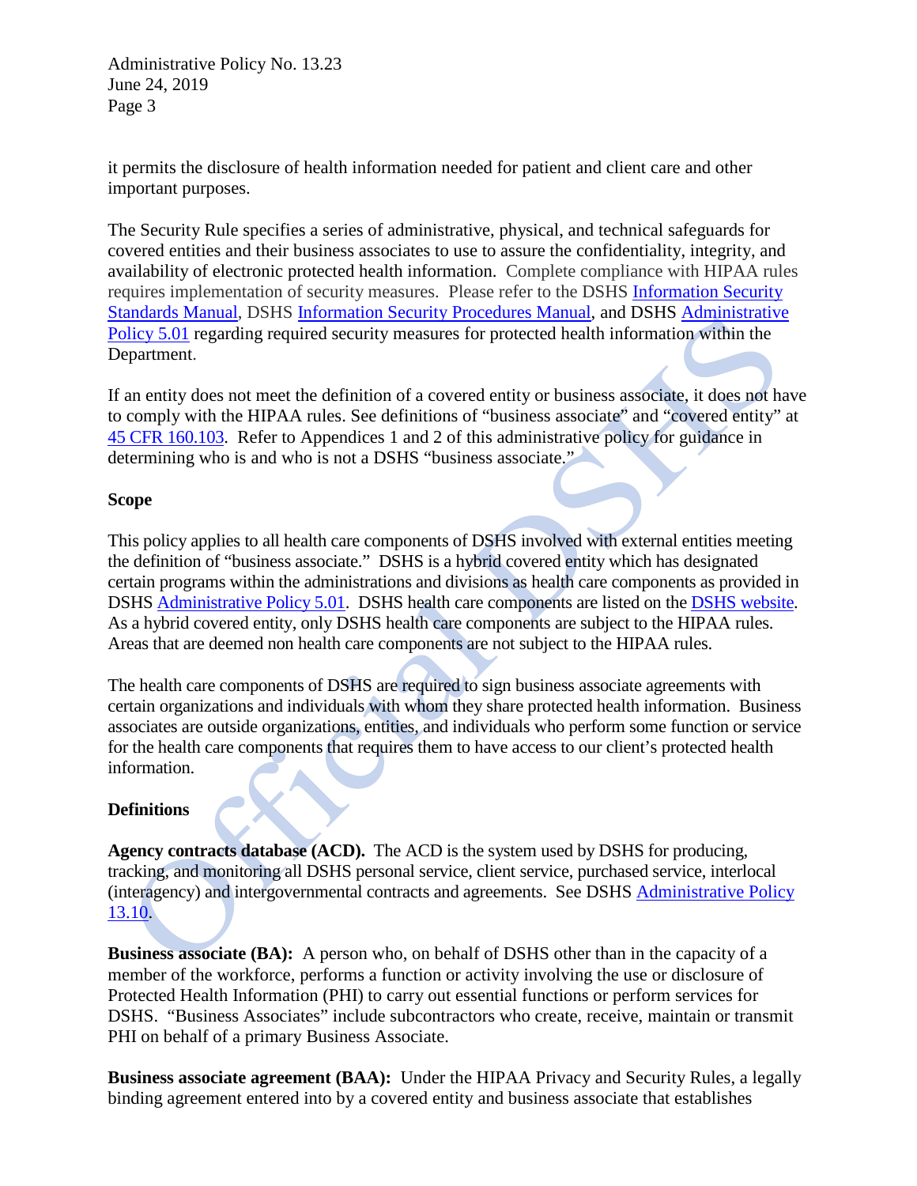it permits the disclosure of health information needed for patient and client care and other important purposes.

The Security Rule specifies a series of administrative, physical, and technical safeguards for covered entities and their business associates to use to assure the confidentiality, integrity, and availability of electronic protected health information. Complete compliance with HIPAA rules requires implementation of security measures. Please refer to the DSHS Information Security Standards Manual, DSHS Information Security Procedures Manual, and DSHS Administrative Policy 5.01 regarding required security measures for protected health information within the Department.

If an entity does not meet the definition of a covered entity or business associate, it does not have to comply with the HIPAA rules. See definitions of "business associate" and "covered entity" at 45 CFR 160.103. Refer to Appendices 1 and 2 of this administrative policy for guidance in determining who is and who is not a DSHS "business associate."

**Scope**

This policy applies to all health care components of DSHS involved with external entities meeting the definition of "business associate." DSHS is a hybrid covered entity which has designated certain programs within the administrations and divisions as health care components as provided in DSHS Administrative Policy 5.01. DSHS health care components are listed on the DSHS website. As a hybrid covered entity, only DSHS health care components are subject to the HIPAA rules. Areas that are deemed non health care components are not subject to the HIPAA rules.

The health care components of DSHS are required to sign business associate agreements with certain organizations and individuals with whom they share protected health information. Business associates are outside organizations, entities, and individuals who perform some function or service for the health care components that requires them to have access to our client's protected health information.

**Definitions**

**Agency contracts database (ACD).** The ACD is the system used by DSHS for producing, tracking, and monitoring all DSHS personal service, client service, purchased service, interlocal (interagency) and intergovernmental contracts and agreements. See DSHS Administrative Policy 13.10.

**Business associate (BA):** A person who, on behalf of DSHS other than in the capacity of a member of the workforce, performs a function or activity involving the use or disclosure of Protected Health Information (PHI) to carry out essential functions or perform services for DSHS. "Business Associates" include subcontractors who create, receive, maintain or transmit PHI on behalf of a primary Business Associate.

**Business associate agreement (BAA):** Under the HIPAA Privacy and Security Rules, a legally binding agreement entered into by a covered entity and business associate that establishes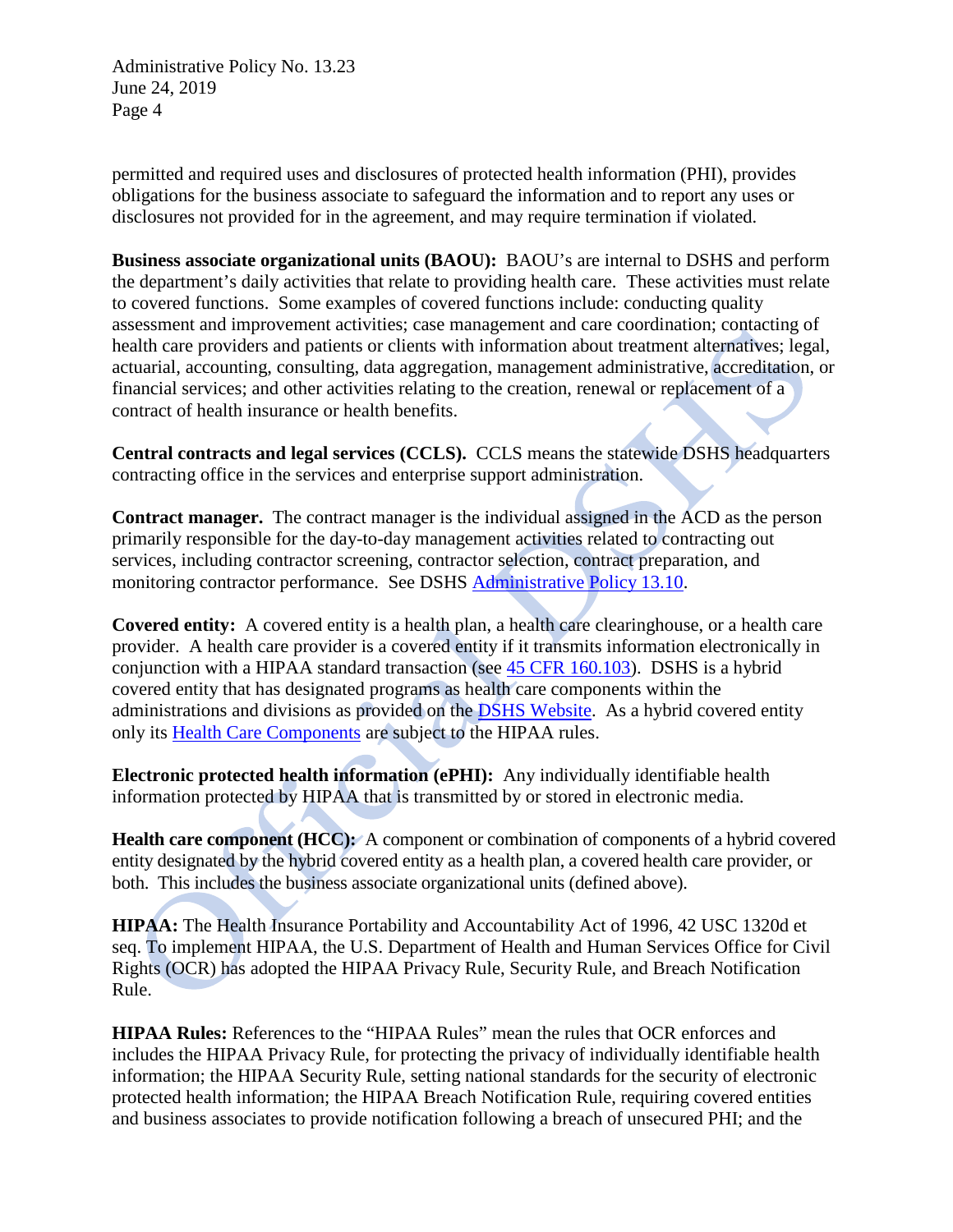permitted and required uses and disclosures of protected health information (PHI), provides obligations for the business associate to safeguard the information and to report any uses or disclosures not provided for in the agreement, and may require termination if violated.

**Business associate organizational units (BAOU):** BAOU's are internal to DSHS and perform the department's daily activities that relate to providing health care. These activities must relate to covered functions. Some examples of covered functions include: conducting quality assessment and improvement activities; case management and care coordination; contacting of health care providers and patients or clients with information about treatment alternatives; legal, actuarial, accounting, consulting, data aggregation, management administrative, accreditation, or financial services; and other activities relating to the creation, renewal or replacement of a contract of health insurance or health benefits.

**Central contracts and legal services (CCLS).** CCLS means the statewide DSHS headquarters contracting office in the services and enterprise support administration.

**Contract manager.** The contract manager is the individual assigned in the ACD as the person primarily responsible for the day-to-day management activities related to contracting out services, including contractor screening, contractor selection, contract preparation, and monitoring contractor performance. See DSHS Administrative Policy 13.10.

**Covered entity:** A covered entity is a health plan, a health care clearinghouse, or a health care provider. A health care provider is a covered entity if it transmits information electronically in conjunction with a HIPAA standard transaction (see 45 CFR 160.103). DSHS is a hybrid covered entity that has designated programs as health care components within the administrations and divisions as provided on the DSHS Website. As a hybrid covered entity only its Health Care Components are subject to the HIPAA rules.

**Electronic protected health information (ePHI):** Any individually identifiable health information protected by HIPAA that is transmitted by or stored in electronic media.

**Health care component (HCC):** A component or combination of components of a hybrid covered entity designated by the hybrid covered entity as a health plan, a covered health care provider, or both. This includes the business associate organizational units (defined above).

**HIPAA:** The Health Insurance Portability and Accountability Act of 1996, 42 USC 1320d et seq. To implement HIPAA, the U.S. Department of Health and Human Services Office for Civil Rights (OCR) has adopted the HIPAA Privacy Rule, Security Rule, and Breach Notification Rule.

**HIPAA Rules:** References to the "HIPAA Rules" mean the rules that OCR enforces and includes the HIPAA Privacy Rule, for protecting the privacy of individually identifiable health information; the HIPAA Security Rule, setting national standards for the security of electronic protected health information; the HIPAA Breach Notification Rule, requiring covered entities and business associates to provide notification following a breach of unsecured PHI; and the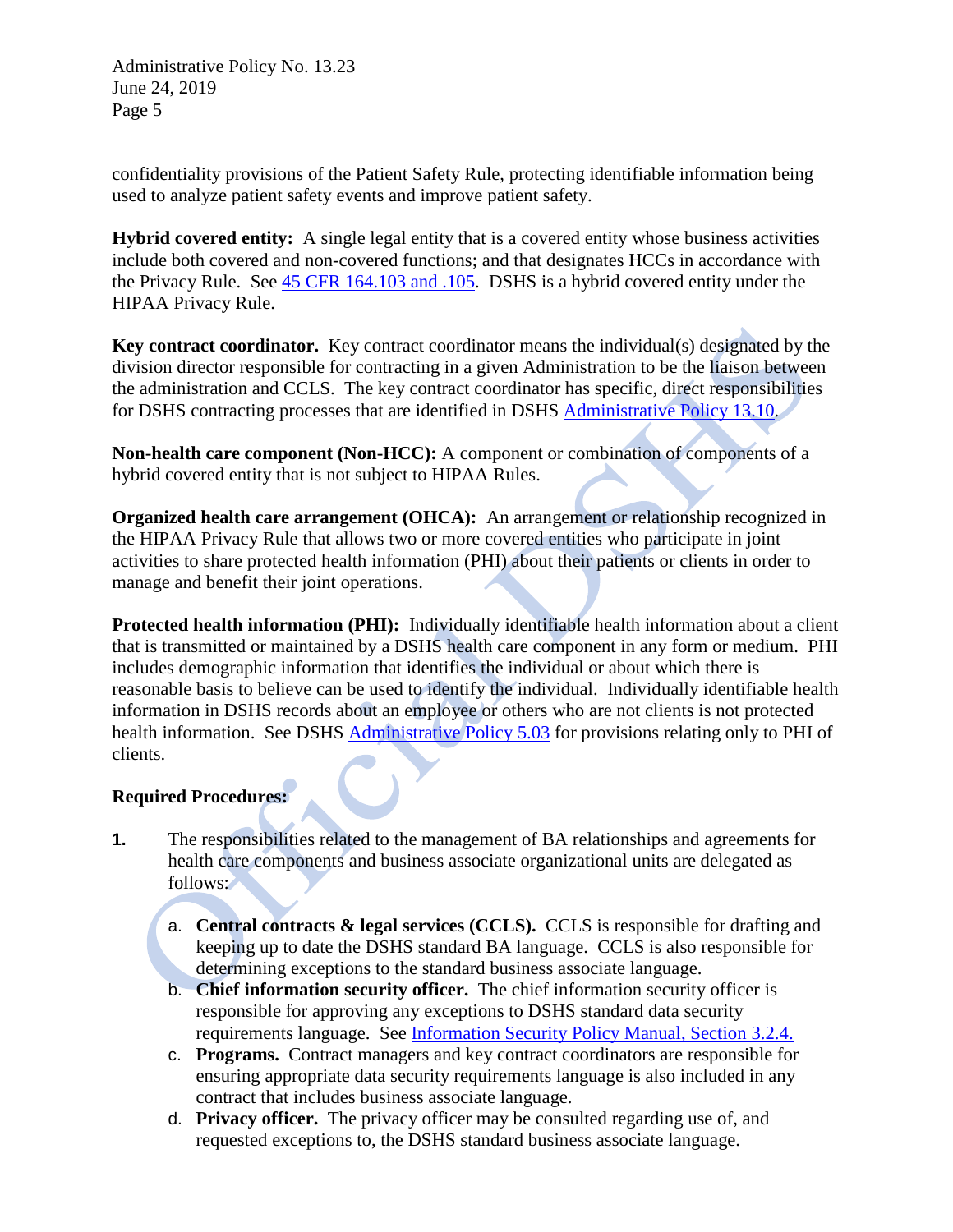confidentiality provisions of the Patient Safety Rule, protecting identifiable information being used to analyze patient safety events and improve patient safety.

**Hybrid covered entity:** A single legal entity that is a covered entity whose business activities include both covered and non-covered functions; and that designates HCCs in accordance with the Privacy Rule. See [45 CFR 164.103 and .105](). DSHS is a hybrid covered entity under the HIPAA Privacy Rule.

**Key contract coordinator.** Key contract coordinator means the individual(s) designated by the division director responsible for contracting in a given Administration to be the liaison between the administration and CCLS. The key contract coordinator has specific, direct responsibilities for DSHS contracting processes that are identified in DSHS [Administrative Policy 13.10]().

**Non-health care component (Non-HCC):** A component or combination of components of a hybrid covered entity that is not subject to HIPAA Rules.

**Organized health care arrangement (OHCA):** An arrangement or relationship recognized in the HIPAA Privacy Rule that allows two or more covered entities who participate in joint activities to share protected health information (PHI) about their patients or clients in order to manage and benefit their joint operations.

**Protected health information (PHI):** Individually identifiable health information about a client that is transmitted or maintained by a DSHS health care component in any form or medium. PHI includes demographic information that identifies the individual or about which there is reasonable basis to believe can be used to identify the individual. Individually identifiable health information in DSHS records about an employee or others who are not clients is not protected health information. See DSHS [Administrative Policy 5.03]() for provisions relating only to PHI of clients.

**Required Procedures:**

1. The responsibilities related to the management of BA relationships and agreements for health care components and business associate organizational units are delegated as follows:

   a. **Central contracts & legal services (CCLS).** CCLS is responsible for drafting and keeping up to date the DSHS standard BA language. CCLS is also responsible for determining exceptions to the standard business associate language.
   
   b. **Chief information security officer.** The chief information security officer is responsible for approving any exceptions to DSHS standard data security requirements language. See [Information Security Policy Manual, Section 3.2.4.]()
   
   c. **Programs.** Contract managers and key contract coordinators are responsible for ensuring appropriate data security requirements language is also included in any contract that includes business associate language.
   
   d. **Privacy officer.** The privacy officer may be consulted regarding use of, and requested exceptions to, the DSHS standard business associate language.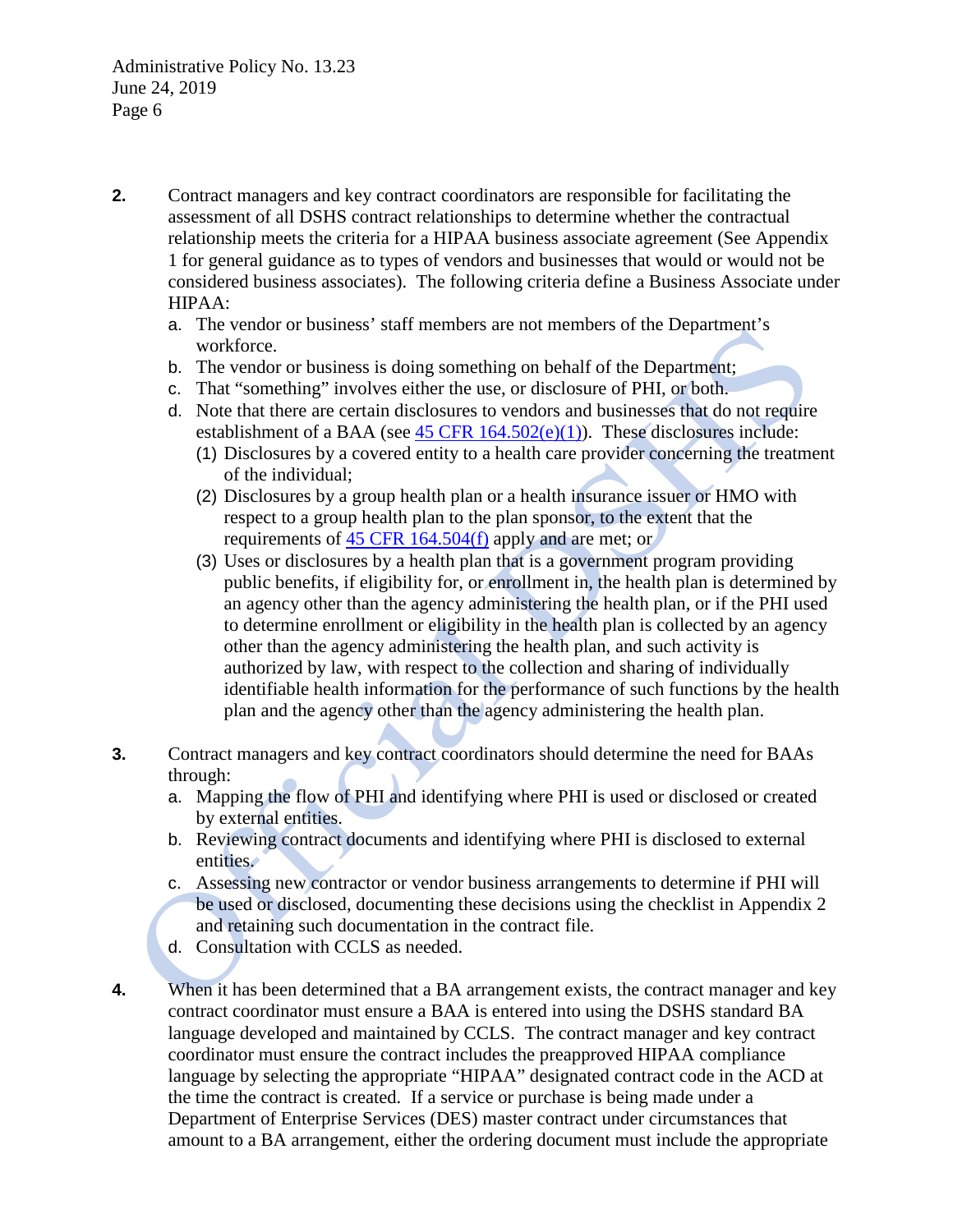2. Contract managers and key contract coordinators are responsible for facilitating the assessment of all DSHS contract relationships to determine whether the contractual relationship meets the criteria for a HIPAA business associate agreement (See Appendix 1 for general guidance as to types of vendors and businesses that would or would not be considered business associates). The following criteria define a Business Associate under HIPAA:
   a. The vendor or business' staff members are not members of the Department's workforce.
   b. The vendor or business is doing something on behalf of the Department;
   c. That "something" involves either the use, or disclosure of PHI, or both.
   d. Note that there are certain disclosures to vendors and businesses that do not require establishment of a BAA (see [45 CFR 164.502(e)(1)](45 CFR 164.502(e)(1))). These disclosures include:
      (1) Disclosures by a covered entity to a health care provider concerning the treatment of the individual;
      (2) Disclosures by a group health plan or a health insurance issuer or HMO with respect to a group health plan to the plan sponsor, to the extent that the requirements of [45 CFR 164.504(f)](45 CFR 164.504(f)) apply and are met; or
      (3) Uses or disclosures by a health plan that is a government program providing public benefits, if eligibility for, or enrollment in, the health plan is determined by an agency other than the agency administering the health plan, or if the PHI used to determine enrollment or eligibility in the health plan is collected by an agency other than the agency administering the health plan, and such activity is authorized by law, with respect to the collection and sharing of individually identifiable health information for the performance of such functions by the health plan and the agency other than the agency administering the health plan.

3. Contract managers and key contract coordinators should determine the need for BAAs through:
   a. Mapping the flow of PHI and identifying where PHI is used or disclosed or created by external entities.
   b. Reviewing contract documents and identifying where PHI is disclosed to external entities.
   c. Assessing new contractor or vendor business arrangements to determine if PHI will be used or disclosed, documenting these decisions using the checklist in Appendix 2 and retaining such documentation in the contract file.
   d. Consultation with CCLS as needed.

4. When it has been determined that a BA arrangement exists, the contract manager and key contract coordinator must ensure a BAA is entered into using the DSHS standard BA language developed and maintained by CCLS. The contract manager and key contract coordinator must ensure the contract includes the preapproved HIPAA compliance language by selecting the appropriate "HIPAA" designated contract code in the ACD at the time the contract is created. If a service or purchase is being made under a Department of Enterprise Services (DES) master contract under circumstances that amount to a BA arrangement, either the ordering document must include the appropriate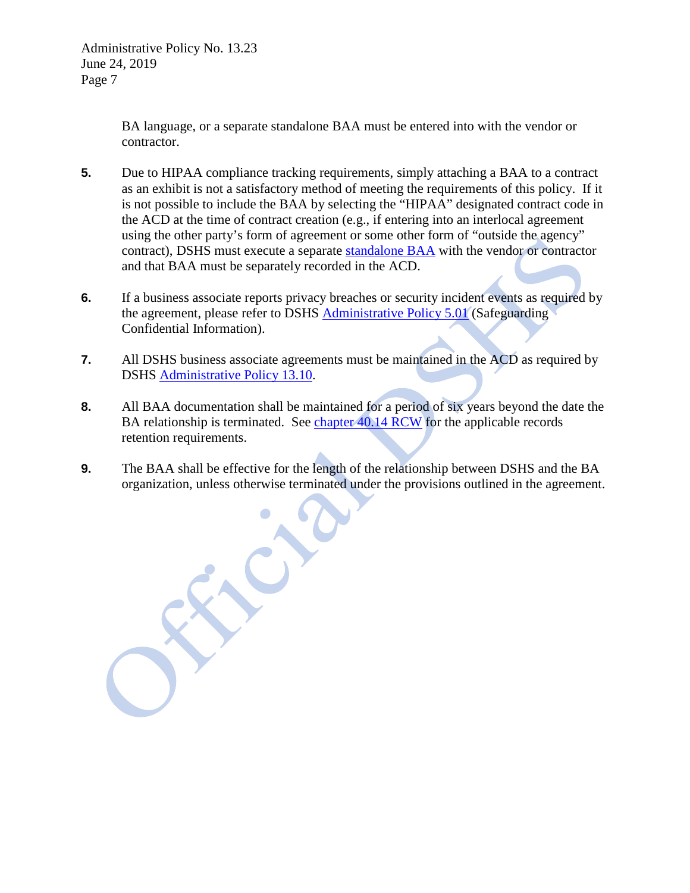BA language, or a separate standalone BAA must be entered into with the vendor or contractor.

5. Due to HIPAA compliance tracking requirements, simply attaching a BAA to a contract as an exhibit is not a satisfactory method of meeting the requirements of this policy. If it is not possible to include the BAA by selecting the "HIPAA" designated contract code in the ACD at the time of contract creation (e.g., if entering into an interlocal agreement using the other party's form of agreement or some other form of "outside the agency" contract), DSHS must execute a separate standalone BAA with the vendor or contractor and that BAA must be separately recorded in the ACD.

6. If a business associate reports privacy breaches or security incident events as required by the agreement, please refer to DSHS Administrative Policy 5.01 (Safeguarding Confidential Information).

7. All DSHS business associate agreements must be maintained in the ACD as required by DSHS Administrative Policy 13.10.

8. All BAA documentation shall be maintained for a period of six years beyond the date the BA relationship is terminated. See chapter 40.14 RCW for the applicable records retention requirements.

9. The BAA shall be effective for the length of the relationship between DSHS and the BA organization, unless otherwise terminated under the provisions outlined in the agreement.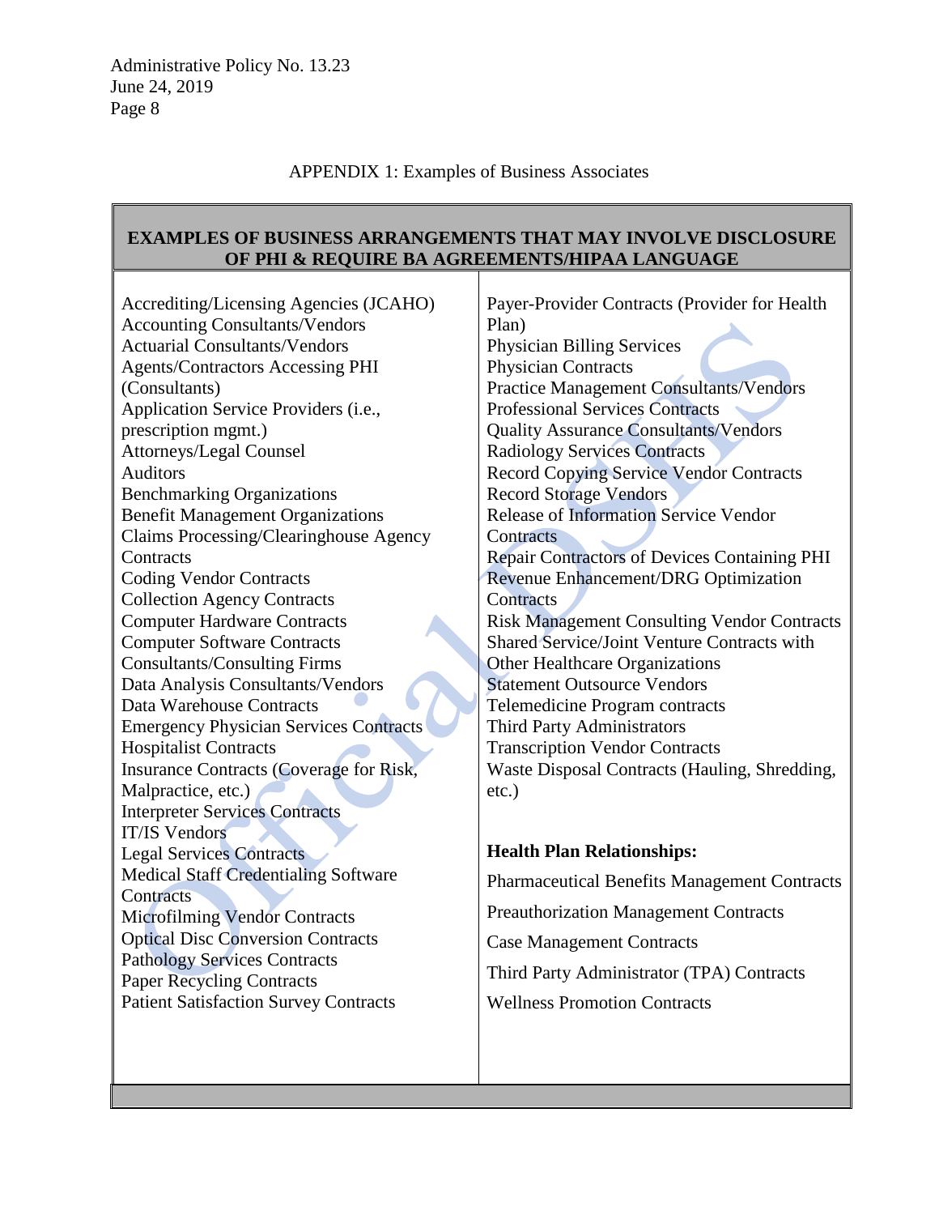APPENDIX 1: Examples of Business Associates

| EXAMPLES OF BUSINESS ARRANGEMENTS THAT MAY INVOLVE DISCLOSURE OF PHI & REQUIRE BA AGREEMENTS/HIPAA LANGUAGE | |
|---|---|
| Accrediting/Licensing Agencies (JCAHO)<br>Accounting Consultants/Vendors<br>Actuarial Consultants/Vendors<br>Agents/Contractors Accessing PHI (Consultants)<br>Application Service Providers (i.e., prescription mgmt.)<br>Attorneys/Legal Counsel<br>Auditors<br>Benchmarking Organizations<br>Benefit Management Organizations<br>Claims Processing/Clearinghouse Agency Contracts<br>Coding Vendor Contracts<br>Collection Agency Contracts<br>Computer Hardware Contracts<br>Computer Software Contracts<br>Consultants/Consulting Firms<br>Data Analysis Consultants/Vendors<br>Data Warehouse Contracts<br>Emergency Physician Services Contracts<br>Hospitalist Contracts<br>Insurance Contracts (Coverage for Risk, Malpractice, etc.)<br>Interpreter Services Contracts<br>IT/IS Vendors<br>Legal Services Contracts<br>Medical Staff Credentialing Software Contracts<br>Microfilming Vendor Contracts<br>Optical Disc Conversion Contracts<br>Pathology Services Contracts<br>Paper Recycling Contracts<br>Patient Satisfaction Survey Contracts | Payer-Provider Contracts (Provider for Health Plan)<br>Physician Billing Services<br>Physician Contracts<br>Practice Management Consultants/Vendors<br>Professional Services Contracts<br>Quality Assurance Consultants/Vendors<br>Radiology Services Contracts<br>Record Copying Service Vendor Contracts<br>Record Storage Vendors<br>Release of Information Service Vendor Contracts<br>Repair Contractors of Devices Containing PHI<br>Revenue Enhancement/DRG Optimization Contracts<br>Risk Management Consulting Vendor Contracts<br>Shared Service/Joint Venture Contracts with Other Healthcare Organizations<br>Statement Outsource Vendors<br>Telemedicine Program contracts<br>Third Party Administrators<br>Transcription Vendor Contracts<br>Waste Disposal Contracts (Hauling, Shredding, etc.)<br><br>**Health Plan Relationships:**<br>Pharmaceutical Benefits Management Contracts<br>Preauthorization Management Contracts<br>Case Management Contracts<br>Third Party Administrator (TPA) Contracts<br>Wellness Promotion Contracts |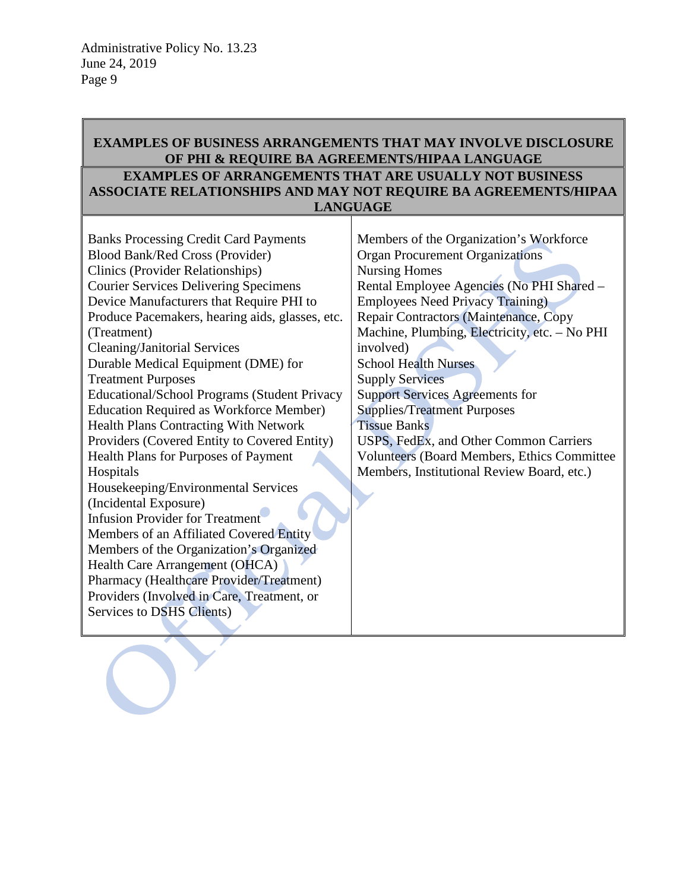| EXAMPLES OF BUSINESS ARRANGEMENTS THAT MAY INVOLVE DISCLOSURE OF PHI & REQUIRE BA AGREEMENTS/HIPAA LANGUAGE | |
|---|---|
| **EXAMPLES OF ARRANGEMENTS THAT ARE USUALLY NOT BUSINESS ASSOCIATE RELATIONSHIPS AND MAY NOT REQUIRE BA AGREEMENTS/HIPAA LANGUAGE** | |
| Banks Processing Credit Card Payments<br>Blood Bank/Red Cross (Provider)<br>Clinics (Provider Relationships)<br>Courier Services Delivering Specimens<br>Device Manufacturers that Require PHI to Produce Pacemakers, hearing aids, glasses, etc. (Treatment)<br>Cleaning/Janitorial Services<br>Durable Medical Equipment (DME) for Treatment Purposes<br>Educational/School Programs (Student Privacy Education Required as Workforce Member)<br>Health Plans Contracting With Network Providers (Covered Entity to Covered Entity)<br>Health Plans for Purposes of Payment<br>Hospitals<br>Housekeeping/Environmental Services (Incidental Exposure)<br>Infusion Provider for Treatment<br>Members of an Affiliated Covered Entity<br>Members of the Organization's Organized Health Care Arrangement (OHCA)<br>Pharmacy (Healthcare Provider/Treatment)<br>Providers (Involved in Care, Treatment, or Services to DSHS Clients) | Members of the Organization's Workforce<br>Organ Procurement Organizations<br>Nursing Homes<br>Rental Employee Agencies (No PHI Shared – Employees Need Privacy Training)<br>Repair Contractors (Maintenance, Copy Machine, Plumbing, Electricity, etc. – No PHI involved)<br>School Health Nurses<br>Supply Services<br>Support Services Agreements for Supplies/Treatment Purposes<br>Tissue Banks<br>USPS, FedEx, and Other Common Carriers<br>Volunteers (Board Members, Ethics Committee Members, Institutional Review Board, etc.) |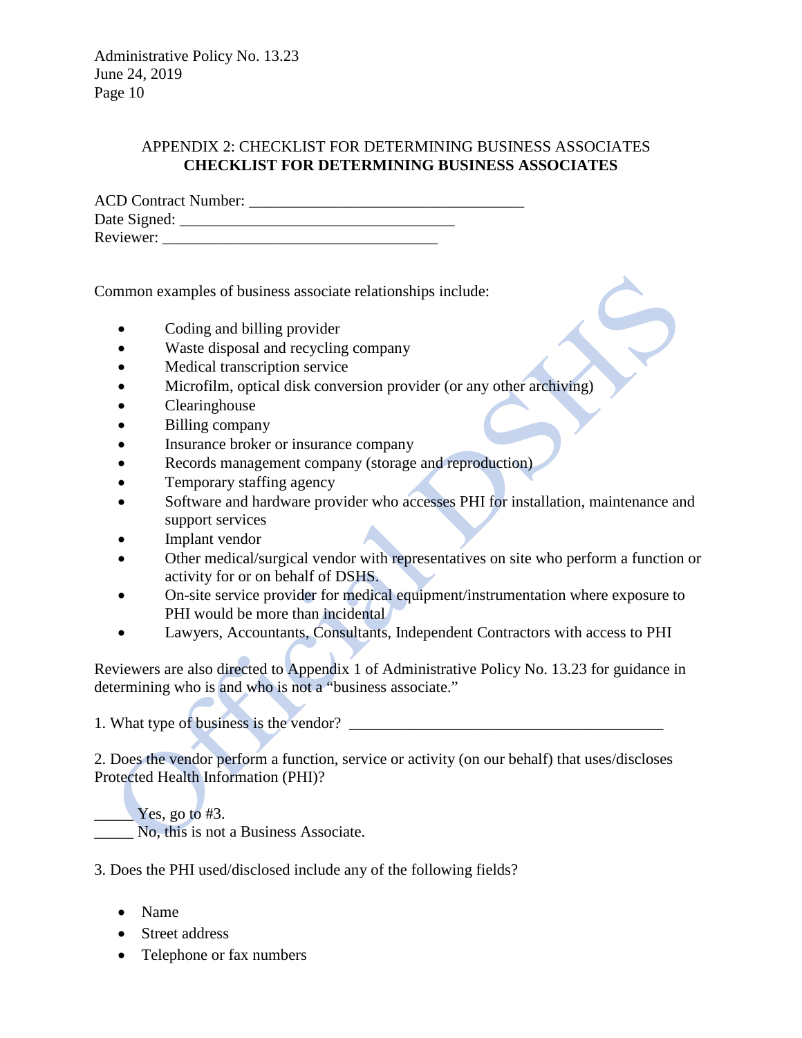APPENDIX 2: CHECKLIST FOR DETERMINING BUSINESS ASSOCIATES

**CHECKLIST FOR DETERMINING BUSINESS ASSOCIATES**

ACD Contract Number: ___________________________________
Date Signed: ___________________________________
Reviewer: ___________________________________

Common examples of business associate relationships include:

- Coding and billing provider
- Waste disposal and recycling company
- Medical transcription service
- Microfilm, optical disk conversion provider (or any other archiving)
- Clearinghouse
- Billing company
- Insurance broker or insurance company
- Records management company (storage and reproduction)
- Temporary staffing agency
- Software and hardware provider who accesses PHI for installation, maintenance and support services
- Implant vendor
- Other medical/surgical vendor with representatives on site who perform a function or activity for or on behalf of DSHS.
- On-site service provider for medical equipment/instrumentation where exposure to PHI would be more than incidental
- Lawyers, Accountants, Consultants, Independent Contractors with access to PHI

Reviewers are also directed to Appendix 1 of Administrative Policy No. 13.23 for guidance in determining who is and who is not a "business associate."

1. What type of business is the vendor? ________________________________________

2. Does the vendor perform a function, service or activity (on our behalf) that uses/discloses Protected Health Information (PHI)?

_____ Yes, go to #3.
_____ No, this is not a Business Associate.

3. Does the PHI used/disclosed include any of the following fields?

- Name
- Street address
- Telephone or fax numbers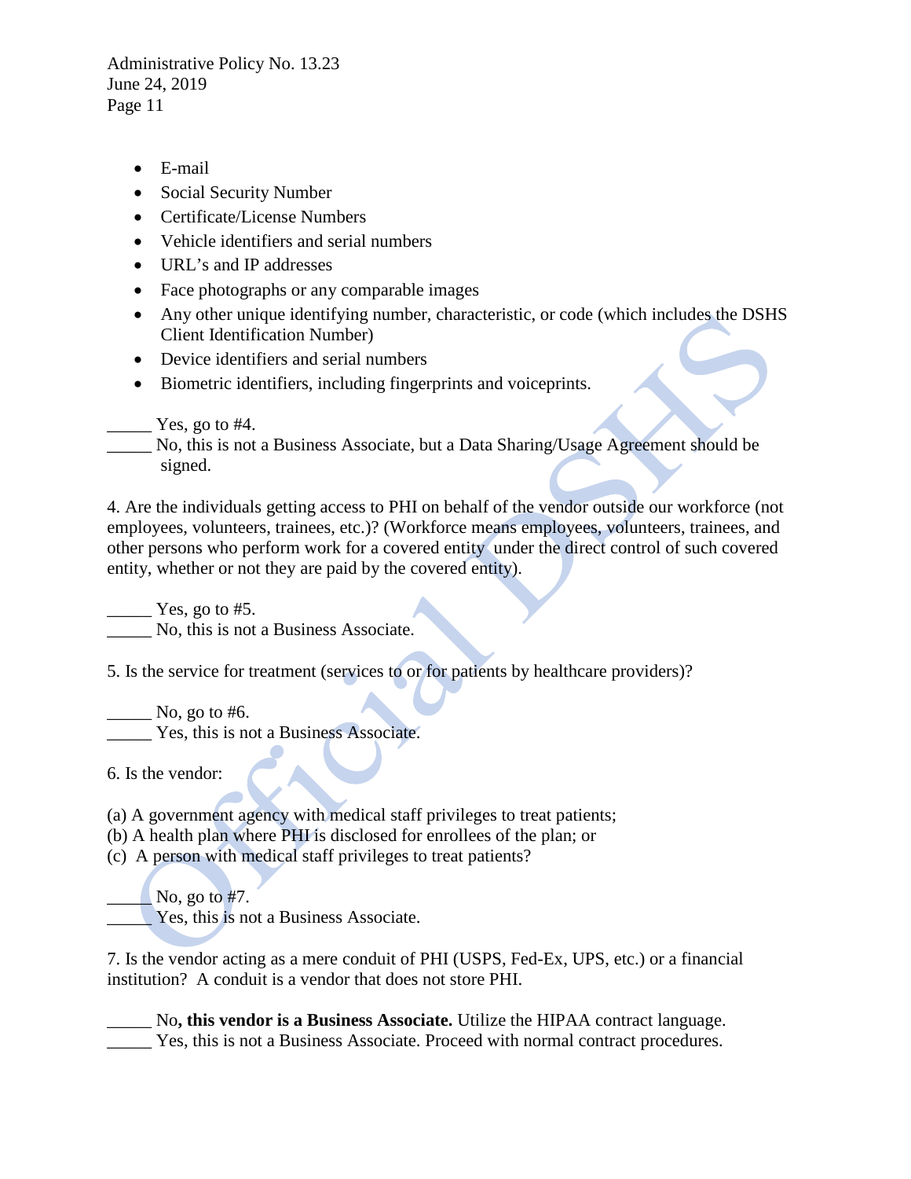- E-mail
- Social Security Number
- Certificate/License Numbers
- Vehicle identifiers and serial numbers
- URL's and IP addresses
- Face photographs or any comparable images
- Any other unique identifying number, characteristic, or code (which includes the DSHS Client Identification Number)
- Device identifiers and serial numbers
- Biometric identifiers, including fingerprints and voiceprints.

_____ Yes, go to #4.
_____ No, this is not a Business Associate, but a Data Sharing/Usage Agreement should be signed.

4. Are the individuals getting access to PHI on behalf of the vendor outside our workforce (not employees, volunteers, trainees, etc.)? (Workforce means employees, volunteers, trainees, and other persons who perform work for a covered entity under the direct control of such covered entity, whether or not they are paid by the covered entity).

_____ Yes, go to #5.
_____ No, this is not a Business Associate.

5. Is the service for treatment (services to or for patients by healthcare providers)?

_____ No, go to #6.
_____ Yes, this is not a Business Associate.

6. Is the vendor:

(a) A government agency with medical staff privileges to treat patients;
(b) A health plan where PHI is disclosed for enrollees of the plan; or
(c) A person with medical staff privileges to treat patients?

_____ No, go to #7.
_____ Yes, this is not a Business Associate.

7. Is the vendor acting as a mere conduit of PHI (USPS, Fed-Ex, UPS, etc.) or a financial institution? A conduit is a vendor that does not store PHI.

_____ No**, this vendor is a Business Associate.** Utilize the HIPAA contract language.
_____ Yes, this is not a Business Associate. Proceed with normal contract procedures.